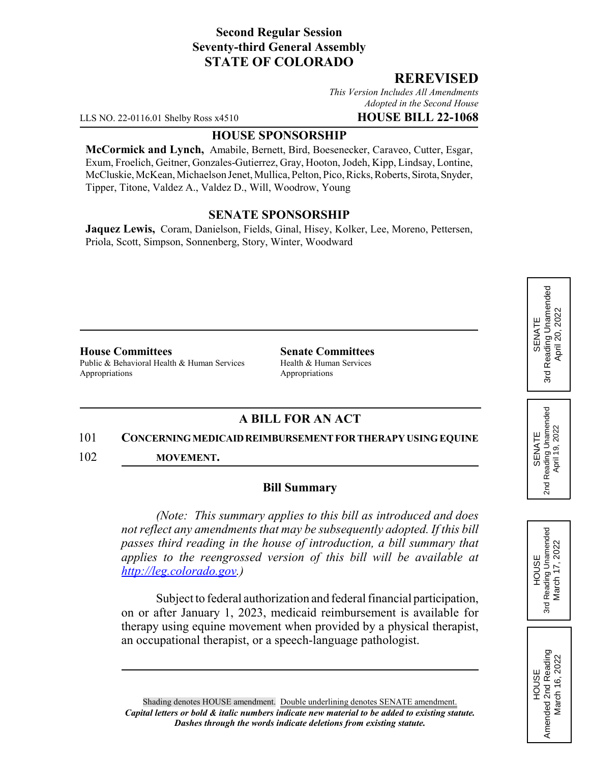**Second Regular Session**
**Seventy-third General Assembly**
**STATE OF COLORADO**

## REREVISED

*This Version Includes All Amendments Adopted in the Second House*

LLS NO. 22-0116.01 Shelby Ross x4510 **HOUSE BILL 22-1068**

### HOUSE SPONSORSHIP

**McCormick and Lynch,** Amabile, Bernett, Bird, Boesenecker, Caraveo, Cutter, Esgar, Exum, Froelich, Geitner, Gonzales-Gutierrez, Gray, Hooton, Jodeh, Kipp, Lindsay, Lontine, McCluskie, McKean, Michaelson Jenet, Mullica, Pelton, Pico, Ricks, Roberts, Sirota, Snyder, Tipper, Titone, Valdez A., Valdez D., Will, Woodrow, Young

### SENATE SPONSORSHIP

**Jaquez Lewis,** Coram, Danielson, Fields, Ginal, Hisey, Kolker, Lee, Moreno, Pettersen, Priola, Scott, Simpson, Sonnenberg, Story, Winter, Woodward

SENATE 3rd Reading Unamended April 20, 2022

SENATE 2nd Reading Unamended April 19, 2022

HOUSE 3rd Reading Unamended March 17, 2022

HOUSE Amended 2nd Reading March 16, 2022

**House Committees**
Public & Behavioral Health & Human Services
Appropriations

**Senate Committees**
Health & Human Services
Appropriations

### A BILL FOR AN ACT

101 **CONCERNING MEDICAID REIMBURSEMENT FOR THERAPY USING EQUINE**
102 **MOVEMENT.**

### Bill Summary

*(Note: This summary applies to this bill as introduced and does not reflect any amendments that may be subsequently adopted. If this bill passes third reading in the house of introduction, a bill summary that applies to the reengrossed version of this bill will be available at http://leg.colorado.gov.)*

Subject to federal authorization and federal financial participation, on or after January 1, 2023, medicaid reimbursement is available for therapy using equine movement when provided by a physical therapist, an occupational therapist, or a speech-language pathologist.

Shading denotes HOUSE amendment. Double underlining denotes SENATE amendment.
***Capital letters or bold & italic numbers indicate new material to be added to existing statute.***
***Dashes through the words indicate deletions from existing statute.***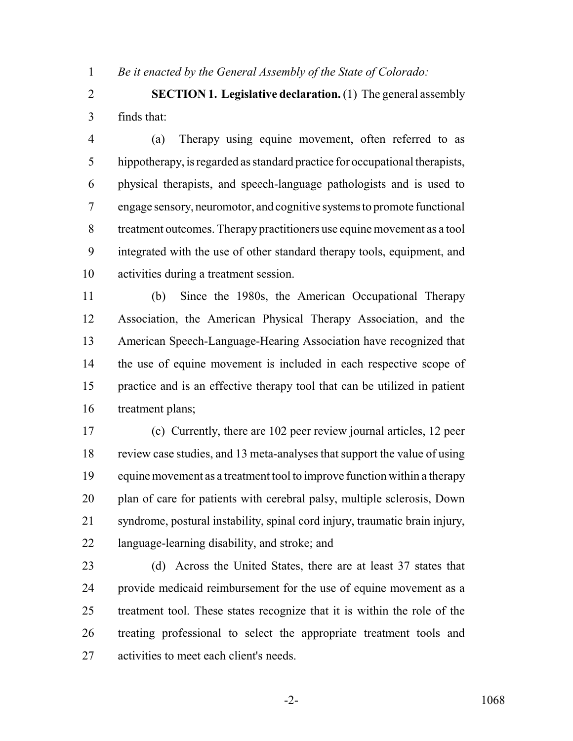*Be it enacted by the General Assembly of the State of Colorado:*

**SECTION 1. Legislative declaration.** (1) The general assembly finds that:

(a) Therapy using equine movement, often referred to as hippotherapy, is regarded as standard practice for occupational therapists, physical therapists, and speech-language pathologists and is used to engage sensory, neuromotor, and cognitive systems to promote functional treatment outcomes. Therapy practitioners use equine movement as a tool integrated with the use of other standard therapy tools, equipment, and activities during a treatment session.

(b) Since the 1980s, the American Occupational Therapy Association, the American Physical Therapy Association, and the American Speech-Language-Hearing Association have recognized that the use of equine movement is included in each respective scope of practice and is an effective therapy tool that can be utilized in patient treatment plans;

(c) Currently, there are 102 peer review journal articles, 12 peer review case studies, and 13 meta-analyses that support the value of using equine movement as a treatment tool to improve function within a therapy plan of care for patients with cerebral palsy, multiple sclerosis, Down syndrome, postural instability, spinal cord injury, traumatic brain injury, language-learning disability, and stroke; and

(d) Across the United States, there are at least 37 states that provide medicaid reimbursement for the use of equine movement as a treatment tool. These states recognize that it is within the role of the treating professional to select the appropriate treatment tools and activities to meet each client's needs.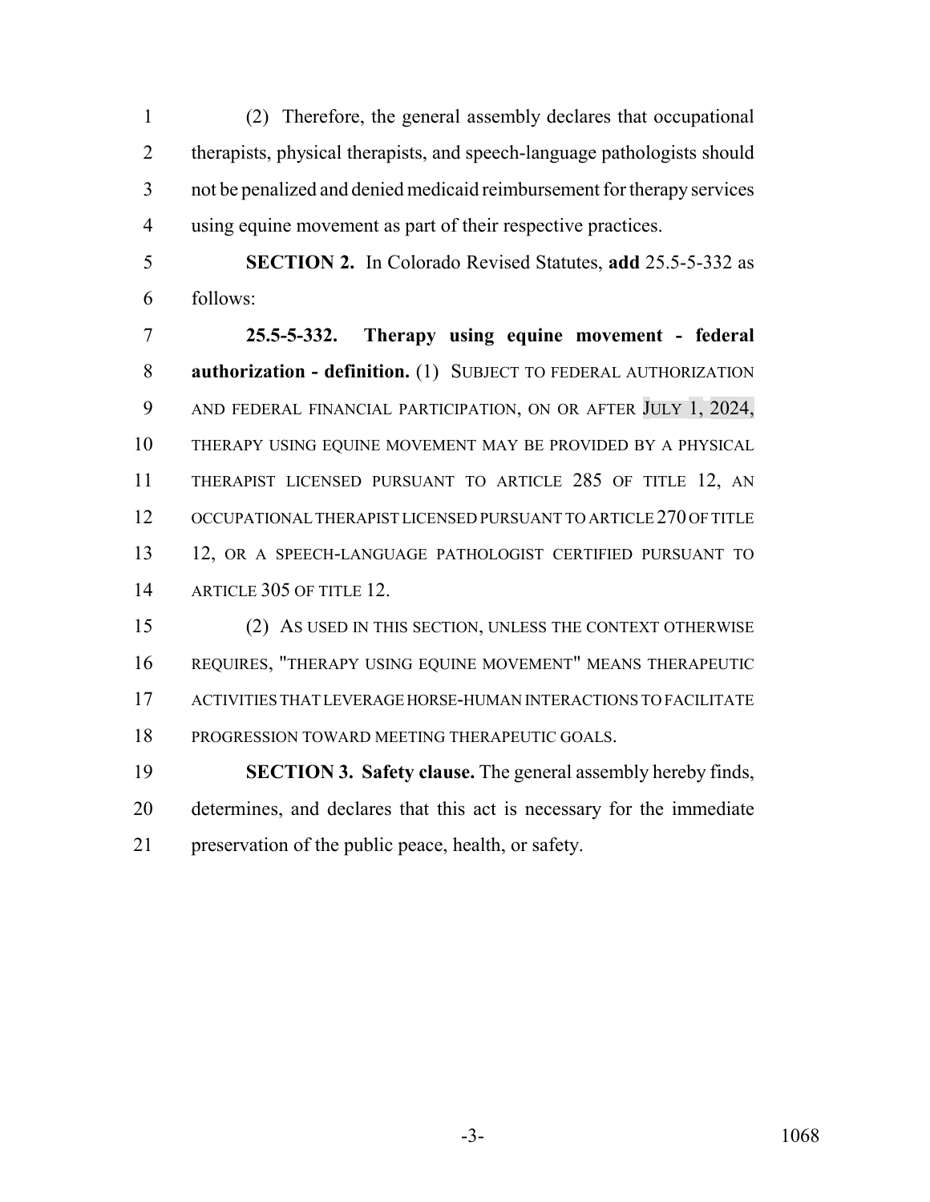(2) Therefore, the general assembly declares that occupational therapists, physical therapists, and speech-language pathologists should not be penalized and denied medicaid reimbursement for therapy services using equine movement as part of their respective practices.

**SECTION 2.** In Colorado Revised Statutes, **add** 25.5-5-332 as follows:

**25.5-5-332. Therapy using equine movement - federal authorization - definition.** (1) SUBJECT TO FEDERAL AUTHORIZATION AND FEDERAL FINANCIAL PARTICIPATION, ON OR AFTER JULY 1, 2024, THERAPY USING EQUINE MOVEMENT MAY BE PROVIDED BY A PHYSICAL THERAPIST LICENSED PURSUANT TO ARTICLE 285 OF TITLE 12, AN OCCUPATIONAL THERAPIST LICENSED PURSUANT TO ARTICLE 270 OF TITLE 12, OR A SPEECH-LANGUAGE PATHOLOGIST CERTIFIED PURSUANT TO ARTICLE 305 OF TITLE 12.

(2) AS USED IN THIS SECTION, UNLESS THE CONTEXT OTHERWISE REQUIRES, "THERAPY USING EQUINE MOVEMENT" MEANS THERAPEUTIC ACTIVITIES THAT LEVERAGE HORSE-HUMAN INTERACTIONS TO FACILITATE PROGRESSION TOWARD MEETING THERAPEUTIC GOALS.

**SECTION 3. Safety clause.** The general assembly hereby finds, determines, and declares that this act is necessary for the immediate preservation of the public peace, health, or safety.